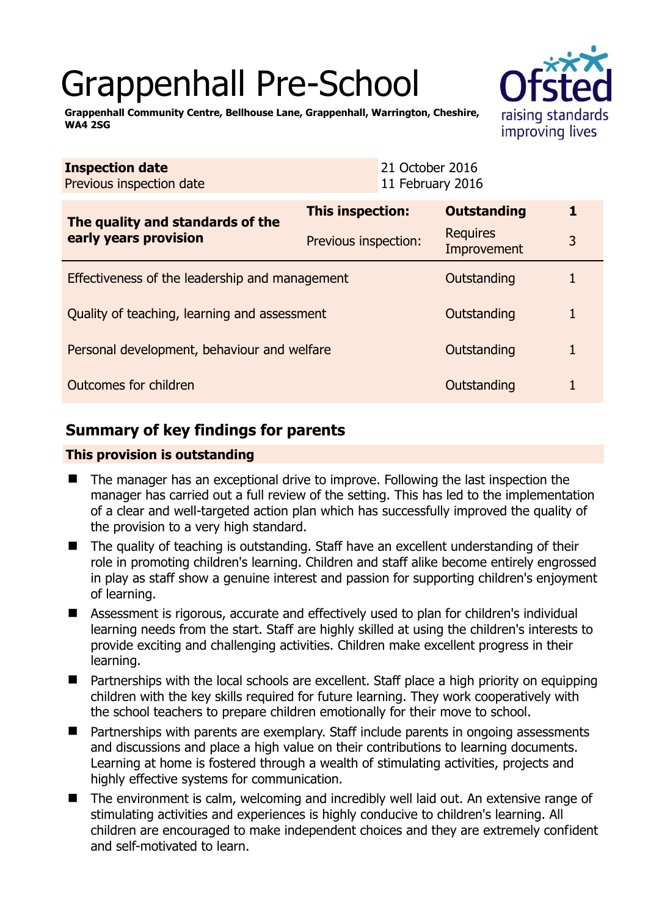# Grappenhall Pre-School

**Grappenhall Community Centre, Bellhouse Lane, Grappenhall, Warrington, Cheshire, WA4 2SG**

| **Inspection date** | 21 October 2016 |
| --- | --- |
| Previous inspection date | 11 February 2016 |

| **The quality and standards of the early years provision** | **This inspection:** | **Outstanding** | **1** |
| --- | --- | --- | --- |
| | Previous inspection: | Requires Improvement | 3 |
| Effectiveness of the leadership and management | | Outstanding | 1 |
| Quality of teaching, learning and assessment | | Outstanding | 1 |
| Personal development, behaviour and welfare | | Outstanding | 1 |
| Outcomes for children | | Outstanding | 1 |

## Summary of key findings for parents

### This provision is outstanding

- The manager has an exceptional drive to improve. Following the last inspection the manager has carried out a full review of the setting. This has led to the implementation of a clear and well-targeted action plan which has successfully improved the quality of the provision to a very high standard.
- The quality of teaching is outstanding. Staff have an excellent understanding of their role in promoting children's learning. Children and staff alike become entirely engrossed in play as staff show a genuine interest and passion for supporting children's enjoyment of learning.
- Assessment is rigorous, accurate and effectively used to plan for children's individual learning needs from the start. Staff are highly skilled at using the children's interests to provide exciting and challenging activities. Children make excellent progress in their learning.
- Partnerships with the local schools are excellent. Staff place a high priority on equipping children with the key skills required for future learning. They work cooperatively with the school teachers to prepare children emotionally for their move to school.
- Partnerships with parents are exemplary. Staff include parents in ongoing assessments and discussions and place a high value on their contributions to learning documents. Learning at home is fostered through a wealth of stimulating activities, projects and highly effective systems for communication.
- The environment is calm, welcoming and incredibly well laid out. An extensive range of stimulating activities and experiences is highly conducive to children's learning. All children are encouraged to make independent choices and they are extremely confident and self-motivated to learn.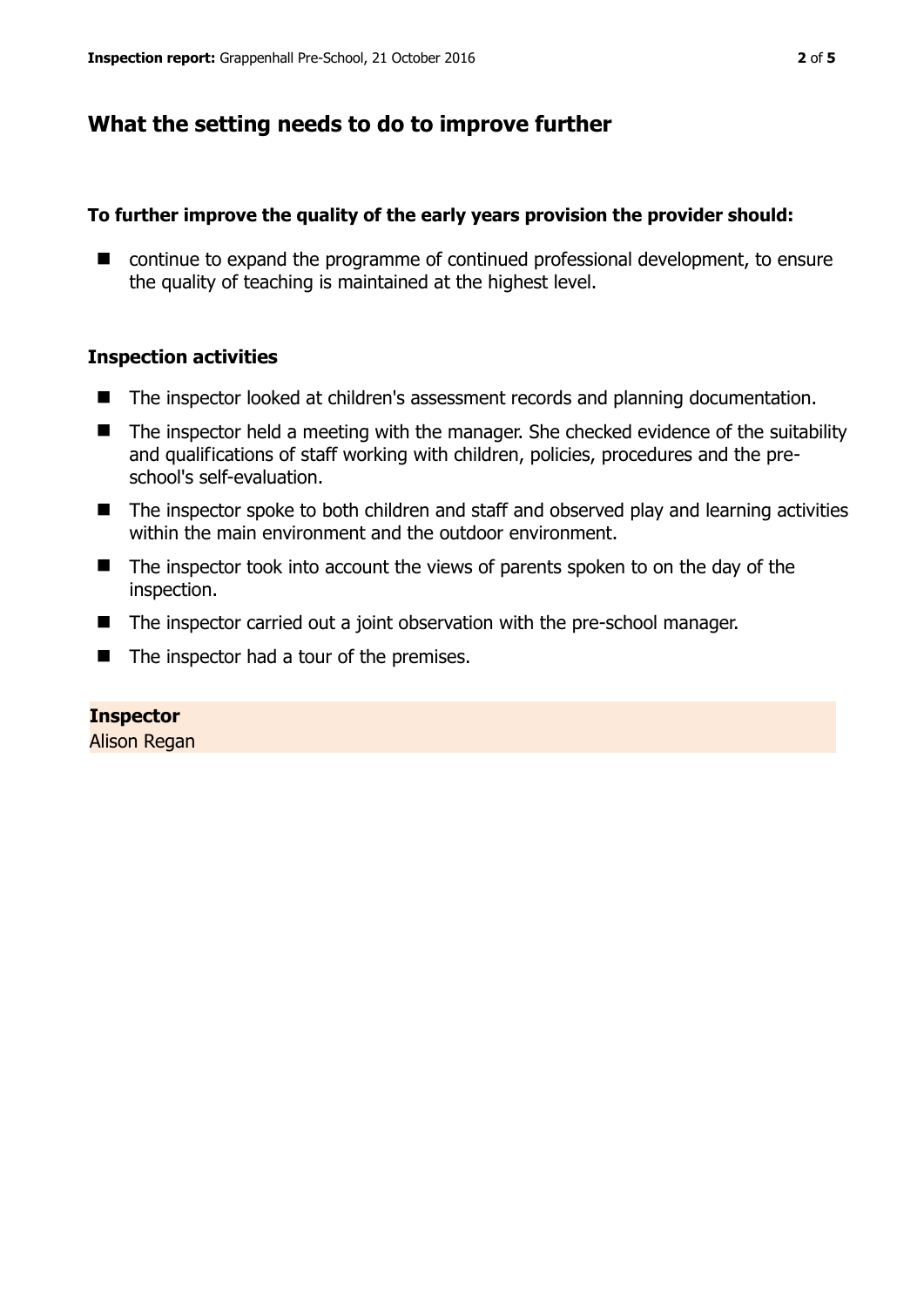## What the setting needs to do to improve further

**To further improve the quality of the early years provision the provider should:**

- continue to expand the programme of continued professional development, to ensure the quality of teaching is maintained at the highest level.

### Inspection activities

- The inspector looked at children's assessment records and planning documentation.
- The inspector held a meeting with the manager. She checked evidence of the suitability and qualifications of staff working with children, policies, procedures and the pre-school's self-evaluation.
- The inspector spoke to both children and staff and observed play and learning activities within the main environment and the outdoor environment.
- The inspector took into account the views of parents spoken to on the day of the inspection.
- The inspector carried out a joint observation with the pre-school manager.
- The inspector had a tour of the premises.

**Inspector**

Alison Regan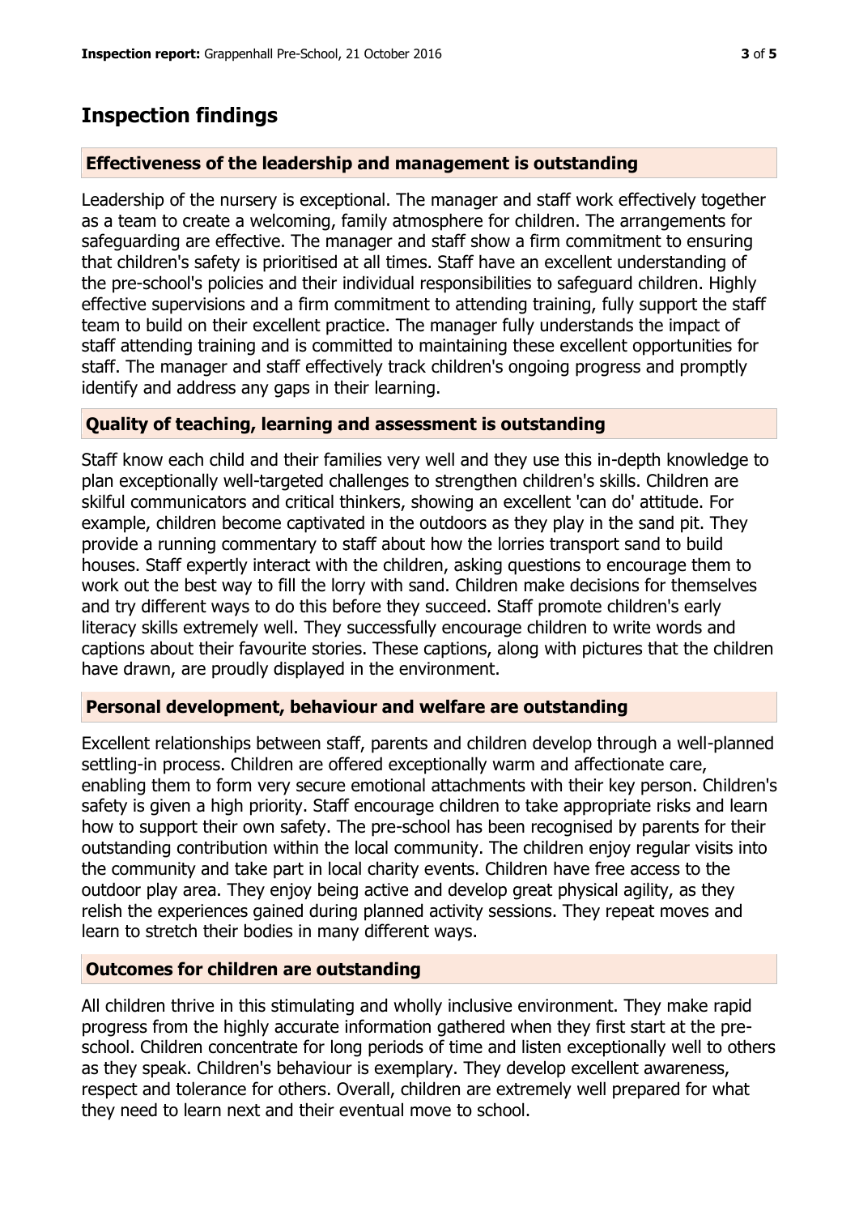## Inspection findings

### Effectiveness of the leadership and management is outstanding

Leadership of the nursery is exceptional. The manager and staff work effectively together as a team to create a welcoming, family atmosphere for children. The arrangements for safeguarding are effective. The manager and staff show a firm commitment to ensuring that children's safety is prioritised at all times. Staff have an excellent understanding of the pre-school's policies and their individual responsibilities to safeguard children. Highly effective supervisions and a firm commitment to attending training, fully support the staff team to build on their excellent practice. The manager fully understands the impact of staff attending training and is committed to maintaining these excellent opportunities for staff. The manager and staff effectively track children's ongoing progress and promptly identify and address any gaps in their learning.

### Quality of teaching, learning and assessment is outstanding

Staff know each child and their families very well and they use this in-depth knowledge to plan exceptionally well-targeted challenges to strengthen children's skills. Children are skilful communicators and critical thinkers, showing an excellent 'can do' attitude. For example, children become captivated in the outdoors as they play in the sand pit. They provide a running commentary to staff about how the lorries transport sand to build houses. Staff expertly interact with the children, asking questions to encourage them to work out the best way to fill the lorry with sand. Children make decisions for themselves and try different ways to do this before they succeed. Staff promote children's early literacy skills extremely well. They successfully encourage children to write words and captions about their favourite stories. These captions, along with pictures that the children have drawn, are proudly displayed in the environment.

### Personal development, behaviour and welfare are outstanding

Excellent relationships between staff, parents and children develop through a well-planned settling-in process. Children are offered exceptionally warm and affectionate care, enabling them to form very secure emotional attachments with their key person. Children's safety is given a high priority. Staff encourage children to take appropriate risks and learn how to support their own safety. The pre-school has been recognised by parents for their outstanding contribution within the local community. The children enjoy regular visits into the community and take part in local charity events. Children have free access to the outdoor play area. They enjoy being active and develop great physical agility, as they relish the experiences gained during planned activity sessions. They repeat moves and learn to stretch their bodies in many different ways.

### Outcomes for children are outstanding

All children thrive in this stimulating and wholly inclusive environment. They make rapid progress from the highly accurate information gathered when they first start at the pre-school. Children concentrate for long periods of time and listen exceptionally well to others as they speak. Children's behaviour is exemplary. They develop excellent awareness, respect and tolerance for others. Overall, children are extremely well prepared for what they need to learn next and their eventual move to school.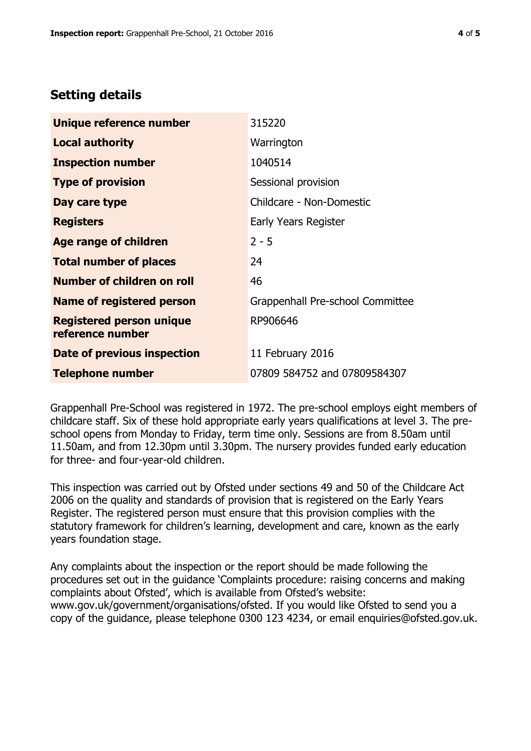## Setting details

| | |
|---|---|
| **Unique reference number** | 315220 |
| **Local authority** | Warrington |
| **Inspection number** | 1040514 |
| **Type of provision** | Sessional provision |
| **Day care type** | Childcare - Non-Domestic |
| **Registers** | Early Years Register |
| **Age range of children** | 2 - 5 |
| **Total number of places** | 24 |
| **Number of children on roll** | 46 |
| **Name of registered person** | Grappenhall Pre-school Committee |
| **Registered person unique reference number** | RP906646 |
| **Date of previous inspection** | 11 February 2016 |
| **Telephone number** | 07809 584752 and 07809584307 |

Grappenhall Pre-School was registered in 1972. The pre-school employs eight members of childcare staff. Six of these hold appropriate early years qualifications at level 3. The pre-school opens from Monday to Friday, term time only. Sessions are from 8.50am until 11.50am, and from 12.30pm until 3.30pm. The nursery provides funded early education for three- and four-year-old children.

This inspection was carried out by Ofsted under sections 49 and 50 of the Childcare Act 2006 on the quality and standards of provision that is registered on the Early Years Register. The registered person must ensure that this provision complies with the statutory framework for children's learning, development and care, known as the early years foundation stage.

Any complaints about the inspection or the report should be made following the procedures set out in the guidance 'Complaints procedure: raising concerns and making complaints about Ofsted', which is available from Ofsted's website: www.gov.uk/government/organisations/ofsted. If you would like Ofsted to send you a copy of the guidance, please telephone 0300 123 4234, or email enquiries@ofsted.gov.uk.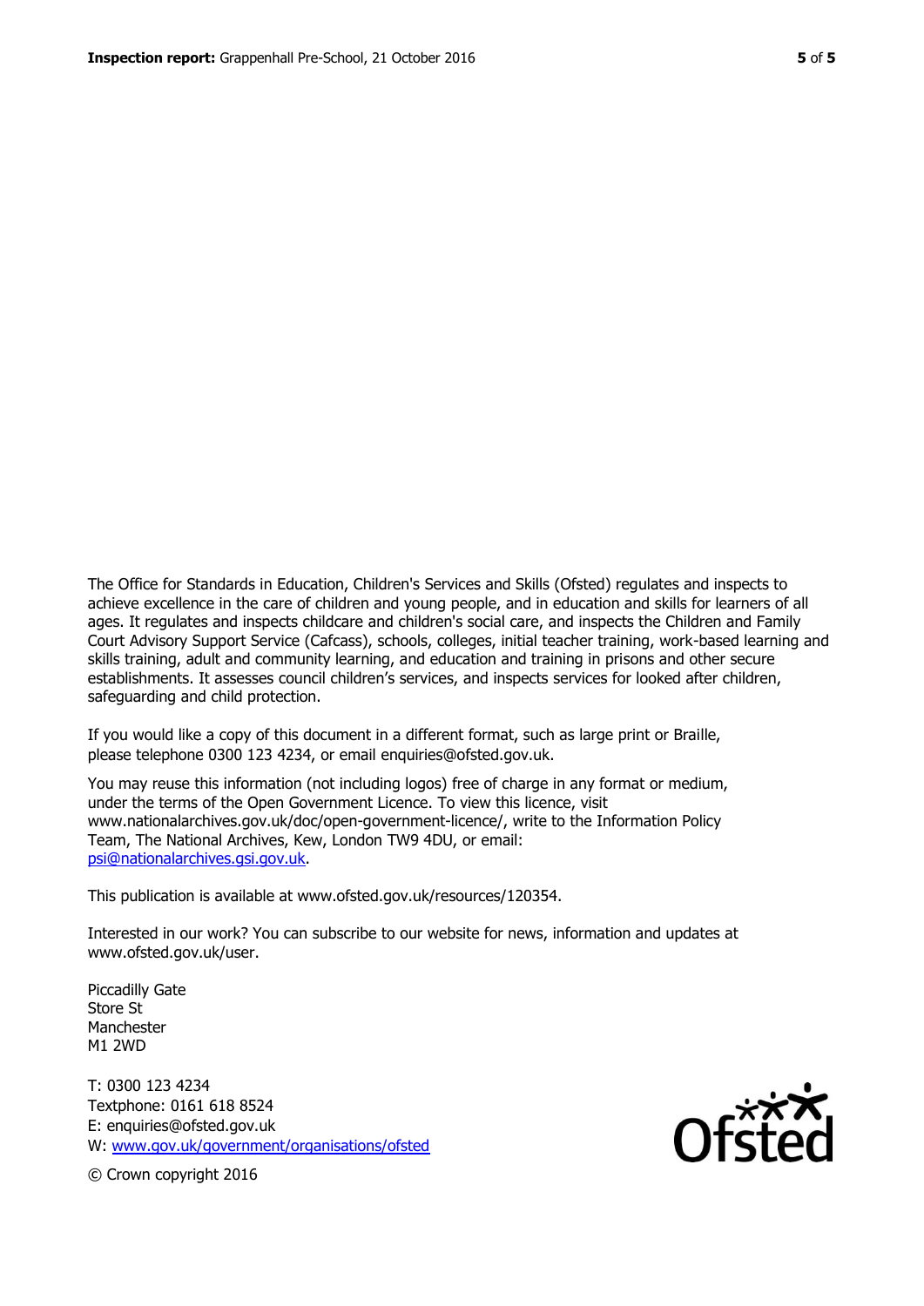The Office for Standards in Education, Children's Services and Skills (Ofsted) regulates and inspects to achieve excellence in the care of children and young people, and in education and skills for learners of all ages. It regulates and inspects childcare and children's social care, and inspects the Children and Family Court Advisory Support Service (Cafcass), schools, colleges, initial teacher training, work-based learning and skills training, adult and community learning, and education and training in prisons and other secure establishments. It assesses council children's services, and inspects services for looked after children, safeguarding and child protection.

If you would like a copy of this document in a different format, such as large print or Braille, please telephone 0300 123 4234, or email enquiries@ofsted.gov.uk.

You may reuse this information (not including logos) free of charge in any format or medium, under the terms of the Open Government Licence. To view this licence, visit www.nationalarchives.gov.uk/doc/open-government-licence/, write to the Information Policy Team, The National Archives, Kew, London TW9 4DU, or email: psi@nationalarchives.gsi.gov.uk.

This publication is available at www.ofsted.gov.uk/resources/120354.

Interested in our work? You can subscribe to our website for news, information and updates at www.ofsted.gov.uk/user.

Piccadilly Gate
Store St
Manchester
M1 2WD

T: 0300 123 4234
Textphone: 0161 618 8524
E: enquiries@ofsted.gov.uk
W: www.gov.uk/government/organisations/ofsted

© Crown copyright 2016